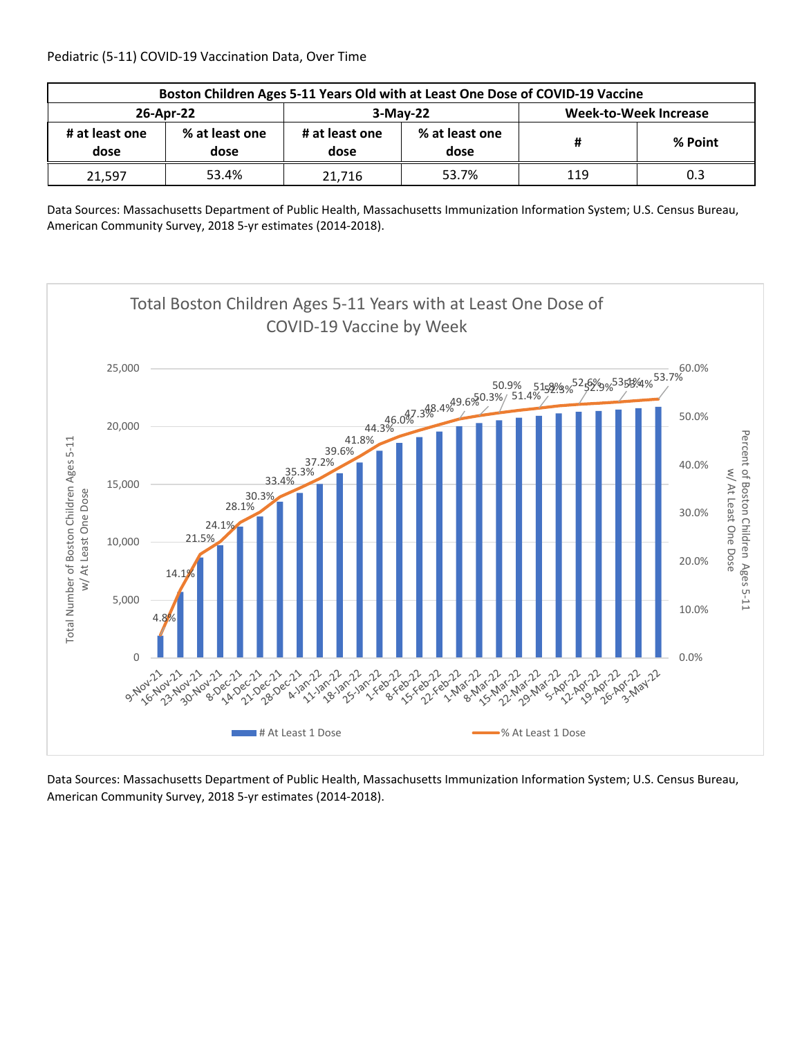Pediatric (5-11) COVID-19 Vaccination Data, Over Time

| Boston Children Ages 5-11 Years Old with at Least One Dose of COVID-19 Vaccine | | | | | |
|---|---|---|---|---|---|
| 26-Apr-22 | | 3-May-22 | | Week-to-Week Increase | |
| # at least one dose | % at least one dose | # at least one dose | % at least one dose | # | % Point |
| 21,597 | 53.4% | 21,716 | 53.7% | 119 | 0.3 |

Data Sources: Massachusetts Department of Public Health, Massachusetts Immunization Information System; U.S. Census Bureau, American Community Survey, 2018 5-yr estimates (2014-2018).

Total Boston Children Ages 5-11 Years with at Least One Dose of COVID-19 Vaccine by Week

Data Sources: Massachusetts Department of Public Health, Massachusetts Immunization Information System; U.S. Census Bureau, American Community Survey, 2018 5-yr estimates (2014-2018).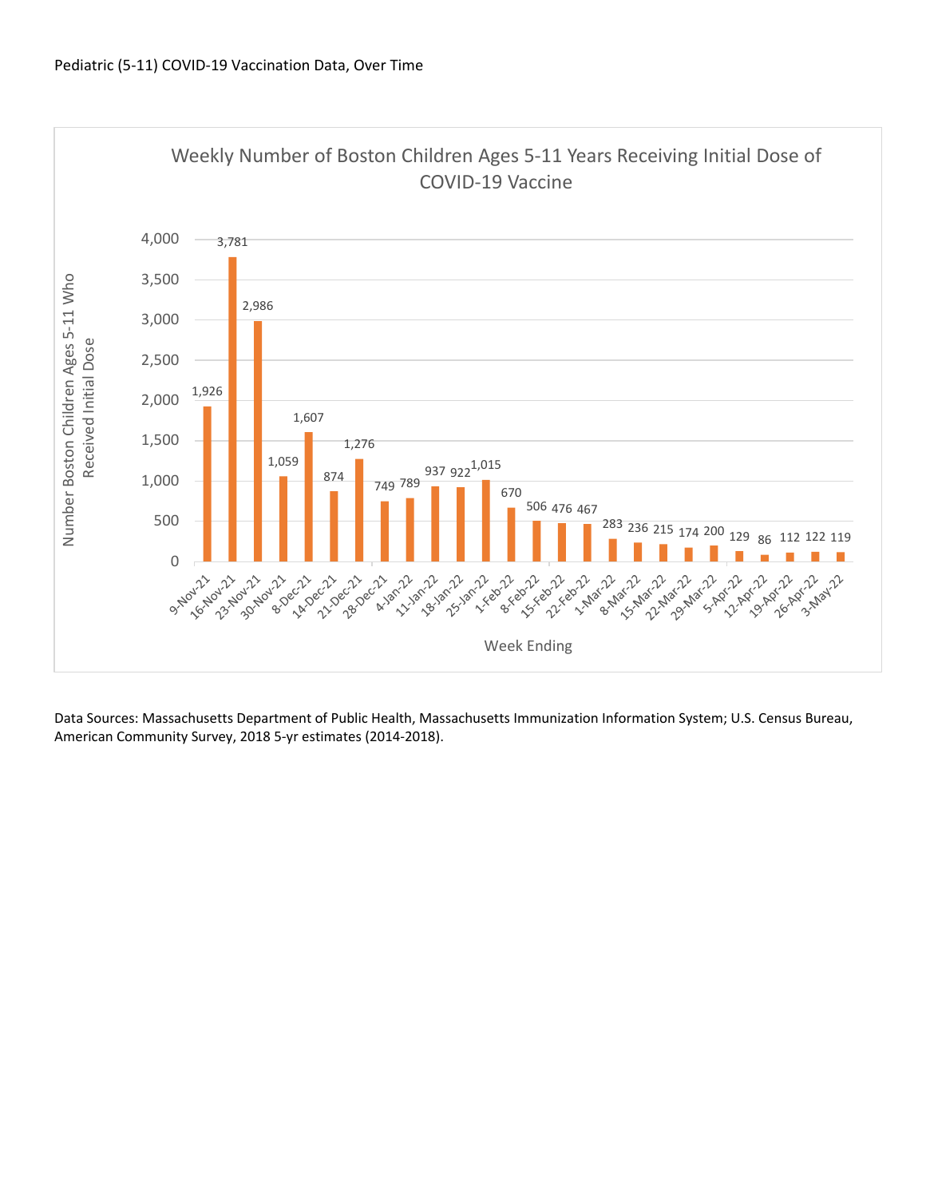Pediatric (5-11) COVID-19 Vaccination Data, Over Time

**Weekly Number of Boston Children Ages 5-11 Years Receiving Initial Dose of COVID-19 Vaccine**

| Week Ending | Number Boston Children Ages 5-11 Who Received Initial Dose |
|---|---|
| 9-Nov-21 | 1,926 |
| 16-Nov-21 | 3,781 |
| 23-Nov-21 | 2,986 |
| 30-Nov-21 | 1,059 |
| 8-Dec-21 | 1,607 |
| 14-Dec-21 | 874 |
| 21-Dec-21 | 1,276 |
| 28-Dec-21 | 749 |
| 4-Jan-22 | 789 |
| 11-Jan-22 | 937 |
| 18-Jan-22 | 922 |
| 25-Jan-22 | 1,015 |
| 1-Feb-22 | 670 |
| 8-Feb-22 | 506 |
| 15-Feb-22 | 476 |
| 22-Feb-22 | 467 |
| 1-Mar-22 | 283 |
| 8-Mar-22 | 236 |
| 15-Mar-22 | 215 |
| 22-Mar-22 | 174 |
| 29-Mar-22 | 200 |
| 5-Apr-22 | 129 |
| 12-Apr-22 | 86 |
| 19-Apr-22 | 112 |
| 26-Apr-22 | 122 |
| 3-May-22 | 119 |

Data Sources: Massachusetts Department of Public Health, Massachusetts Immunization Information System; U.S. Census Bureau, American Community Survey, 2018 5-yr estimates (2014-2018).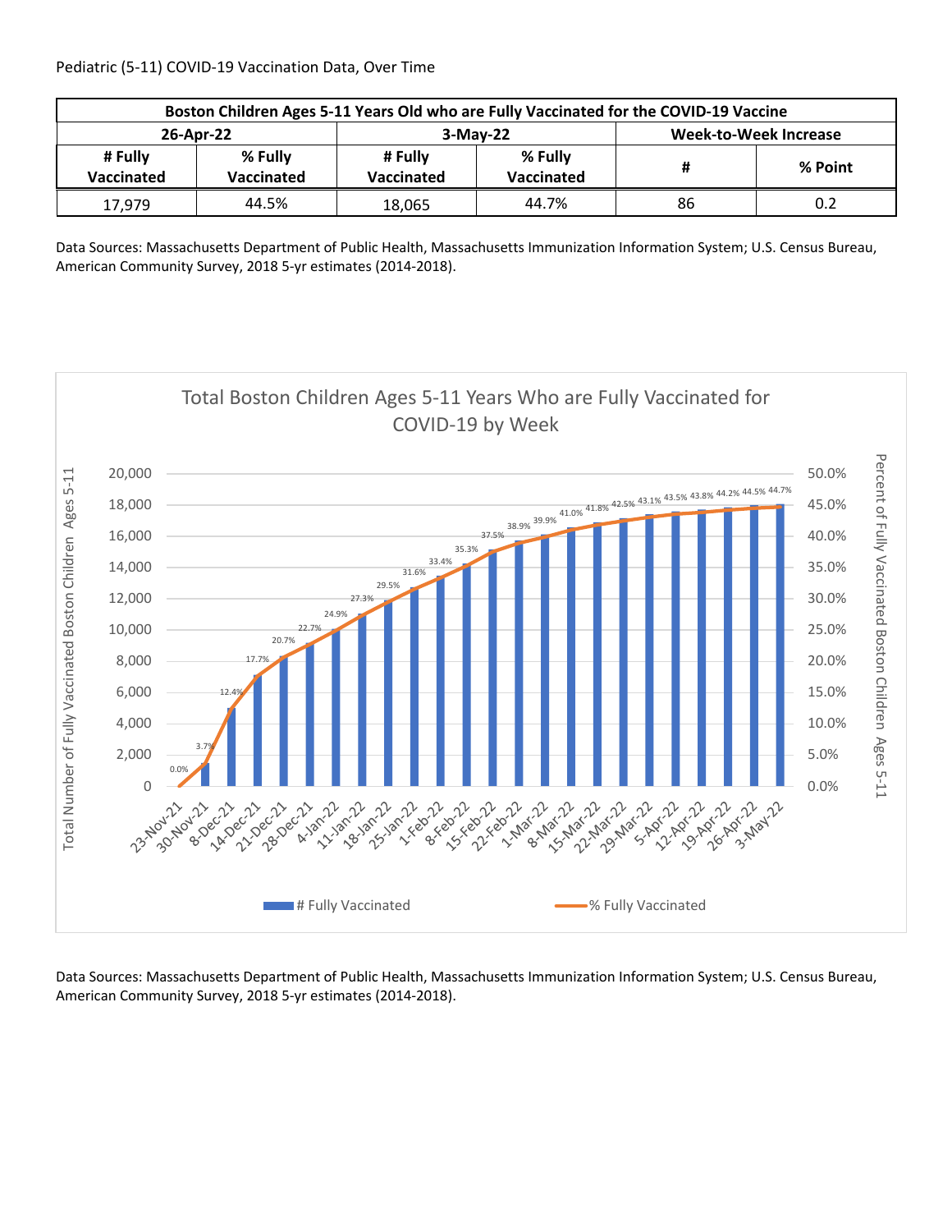Pediatric (5-11) COVID-19 Vaccination Data, Over Time

| Boston Children Ages 5-11 Years Old who are Fully Vaccinated for the COVID-19 Vaccine | | | | | |
|---|---|---|---|---|---|
| 26-Apr-22 | | 3-May-22 | | Week-to-Week Increase | |
| # Fully Vaccinated | % Fully Vaccinated | # Fully Vaccinated | % Fully Vaccinated | # | % Point |
| 17,979 | 44.5% | 18,065 | 44.7% | 86 | 0.2 |

Data Sources: Massachusetts Department of Public Health, Massachusetts Immunization Information System; U.S. Census Bureau, American Community Survey, 2018 5-yr estimates (2014-2018).

Total Boston Children Ages 5-11 Years Who are Fully Vaccinated for COVID-19 by Week

| Week | % Fully Vaccinated |
|---|---|
| 23-Nov-21 | 0.0% |
| 30-Nov-21 | 3.7% |
| 8-Dec-21 | 12.4% |
| 14-Dec-21 | 17.7% |
| 21-Dec-21 | 20.7% |
| 28-Dec-21 | 22.7% |
| 4-Jan-22 | 24.9% |
| 11-Jan-22 | 27.3% |
| 18-Jan-22 | 29.5% |
| 25-Jan-22 | 31.6% |
| 1-Feb-22 | 33.4% |
| 8-Feb-22 | 35.3% |
| 15-Feb-22 | 37.5% |
| 22-Feb-22 | 38.9% |
| 1-Mar-22 | 39.9% |
| 8-Mar-22 | 41.0% |
| 15-Mar-22 | 41.8% |
| 22-Mar-22 | 42.5% |
| 29-Mar-22 | 43.1% |
| 5-Apr-22 | 43.5% |
| 12-Apr-22 | 43.8% |
| 19-Apr-22 | 44.2% |
| 26-Apr-22 | 44.5% |
| 3-May-22 | 44.7% |

Legend: # Fully Vaccinated; % Fully Vaccinated

Left axis: Total Number of Fully Vaccinated Boston Children Ages 5-11 (0 to 20,000). Right axis: Percent of Fully Vaccinated Boston Children Ages 5-11 (0.0% to 50.0%).

Data Sources: Massachusetts Department of Public Health, Massachusetts Immunization Information System; U.S. Census Bureau, American Community Survey, 2018 5-yr estimates (2014-2018).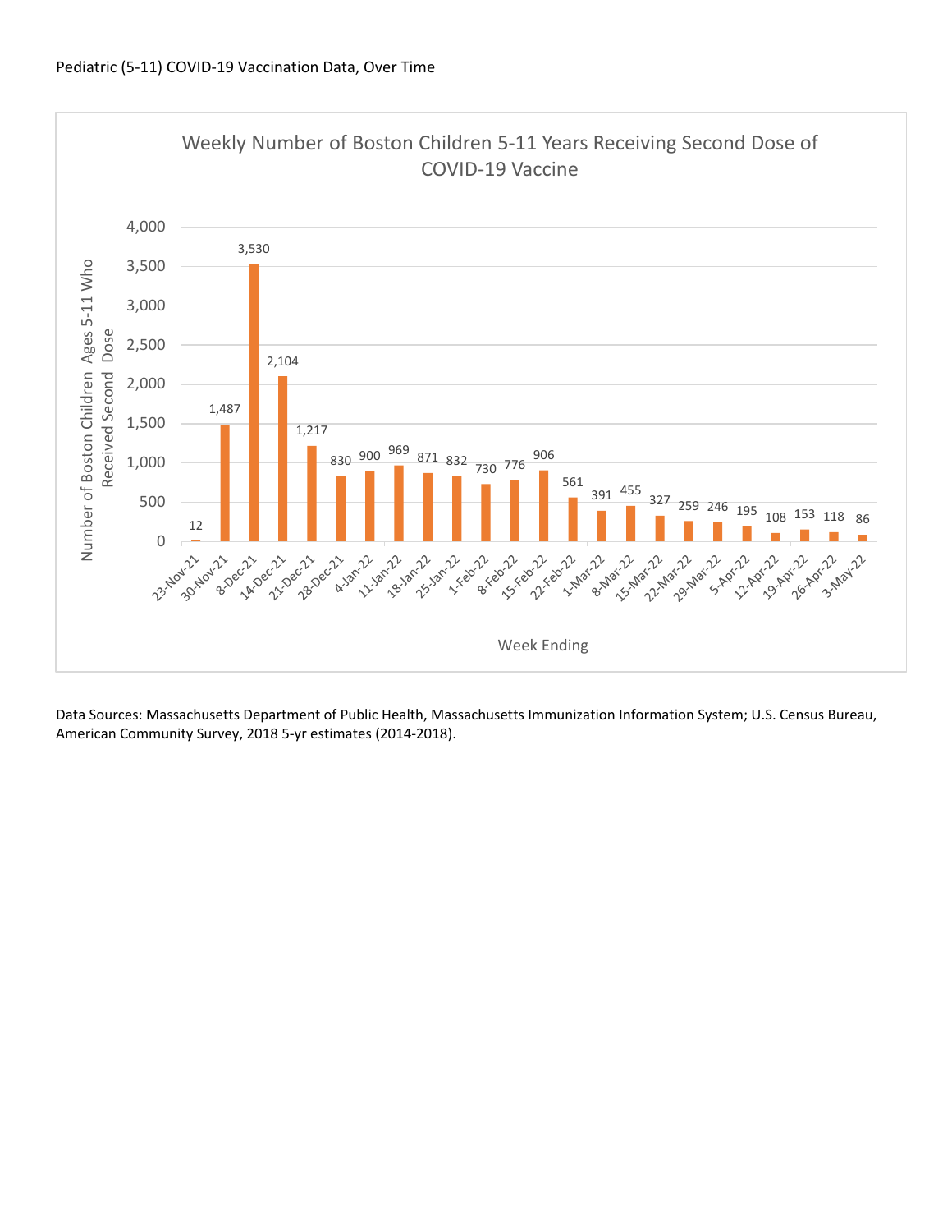Pediatric (5-11) COVID-19 Vaccination Data, Over Time

**Weekly Number of Boston Children 5-11 Years Receiving Second Dose of COVID-19 Vaccine**

| Week Ending | Number of Boston Children Ages 5-11 Who Received Second Dose |
|---|---|
| 23-Nov-21 | 12 |
| 30-Nov-21 | 1,487 |
| 8-Dec-21 | 3,530 |
| 14-Dec-21 | 2,104 |
| 21-Dec-21 | 1,217 |
| 28-Dec-21 | 830 |
| 4-Jan-22 | 900 |
| 11-Jan-22 | 969 |
| 18-Jan-22 | 871 |
| 25-Jan-22 | 832 |
| 1-Feb-22 | 730 |
| 8-Feb-22 | 776 |
| 15-Feb-22 | 906 |
| 22-Feb-22 | 561 |
| 1-Mar-22 | 391 |
| 8-Mar-22 | 455 |
| 15-Mar-22 | 327 |
| 22-Mar-22 | 259 |
| 29-Mar-22 | 246 |
| 5-Apr-22 | 195 |
| 12-Apr-22 | 108 |
| 19-Apr-22 | 153 |
| 26-Apr-22 | 118 |
| 3-May-22 | 86 |

Data Sources: Massachusetts Department of Public Health, Massachusetts Immunization Information System; U.S. Census Bureau, American Community Survey, 2018 5-yr estimates (2014-2018).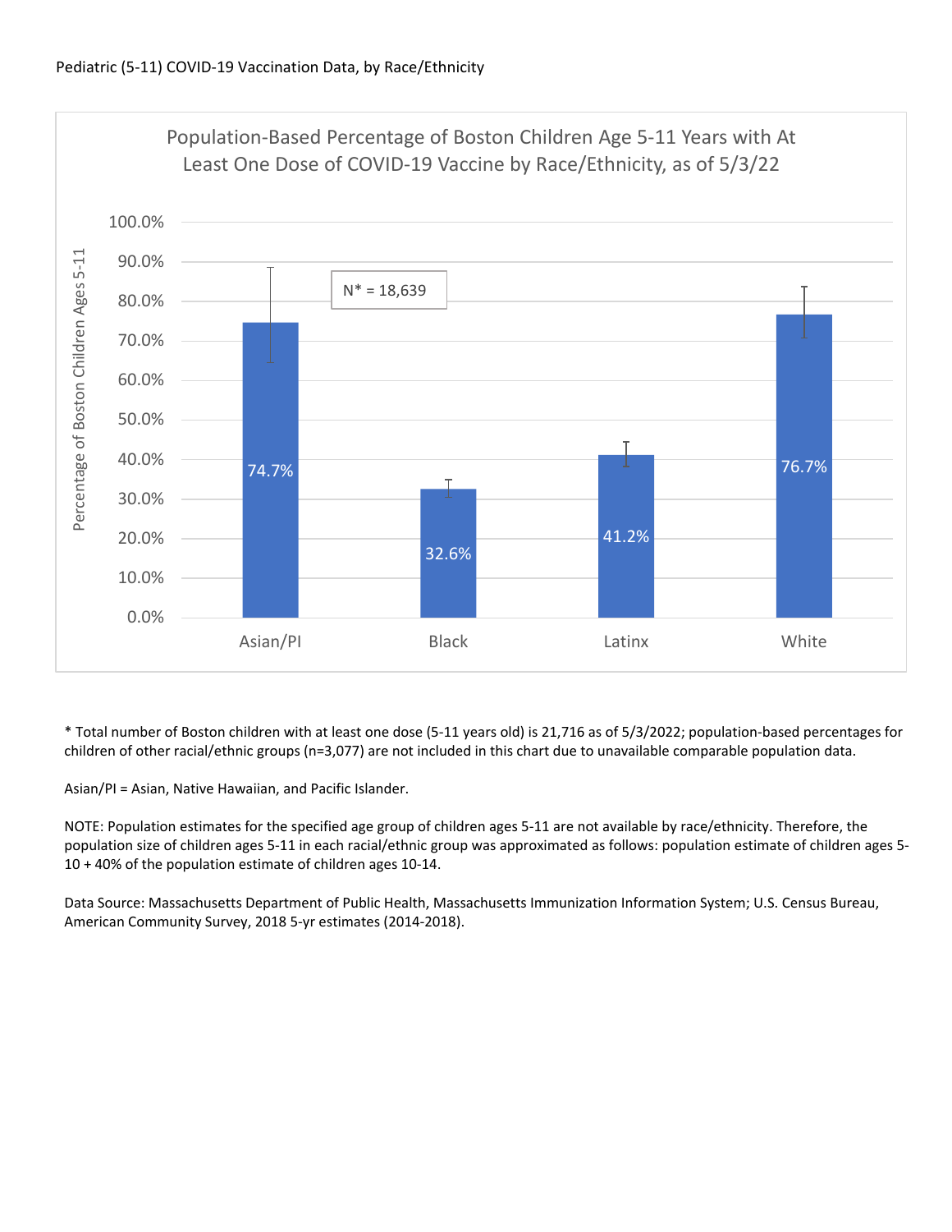Pediatric (5-11) COVID-19 Vaccination Data, by Race/Ethnicity

**Population-Based Percentage of Boston Children Age 5-11 Years with At Least One Dose of COVID-19 Vaccine by Race/Ethnicity, as of 5/3/22**

N* = 18,639

| Race/Ethnicity | Percentage of Boston Children Ages 5-11 |
|---|---|
| Asian/PI | 74.7% |
| Black | 32.6% |
| Latinx | 41.2% |
| White | 76.7% |

\* Total number of Boston children with at least one dose (5-11 years old) is 21,716 as of 5/3/2022; population-based percentages for children of other racial/ethnic groups (n=3,077) are not included in this chart due to unavailable comparable population data.

Asian/PI = Asian, Native Hawaiian, and Pacific Islander.

NOTE: Population estimates for the specified age group of children ages 5-11 are not available by race/ethnicity. Therefore, the population size of children ages 5-11 in each racial/ethnic group was approximated as follows: population estimate of children ages 5-10 + 40% of the population estimate of children ages 10-14.

Data Source: Massachusetts Department of Public Health, Massachusetts Immunization Information System; U.S. Census Bureau, American Community Survey, 2018 5-yr estimates (2014-2018).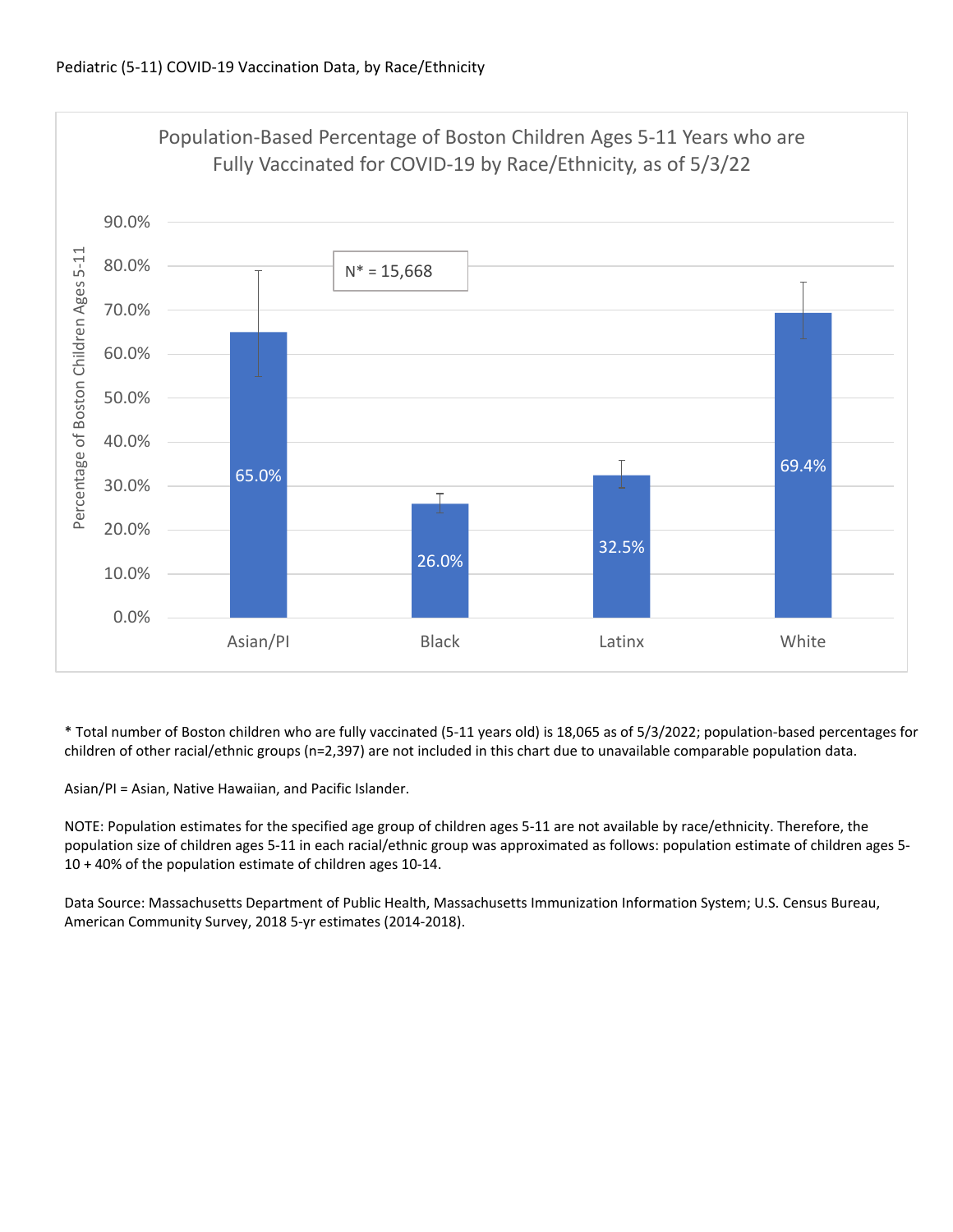Pediatric (5-11) COVID-19 Vaccination Data, by Race/Ethnicity

**Population-Based Percentage of Boston Children Ages 5-11 Years who are Fully Vaccinated for COVID-19 by Race/Ethnicity, as of 5/3/22**

N* = 15,668

| Race/Ethnicity | Percentage of Boston Children Ages 5-11 |
|---|---|
| Asian/PI | 65.0% |
| Black | 26.0% |
| Latinx | 32.5% |
| White | 69.4% |

\* Total number of Boston children who are fully vaccinated (5-11 years old) is 18,065 as of 5/3/2022; population-based percentages for children of other racial/ethnic groups (n=2,397) are not included in this chart due to unavailable comparable population data.

Asian/PI = Asian, Native Hawaiian, and Pacific Islander.

NOTE: Population estimates for the specified age group of children ages 5-11 are not available by race/ethnicity. Therefore, the population size of children ages 5-11 in each racial/ethnic group was approximated as follows: population estimate of children ages 5-10 + 40% of the population estimate of children ages 10-14.

Data Source: Massachusetts Department of Public Health, Massachusetts Immunization Information System; U.S. Census Bureau, American Community Survey, 2018 5-yr estimates (2014-2018).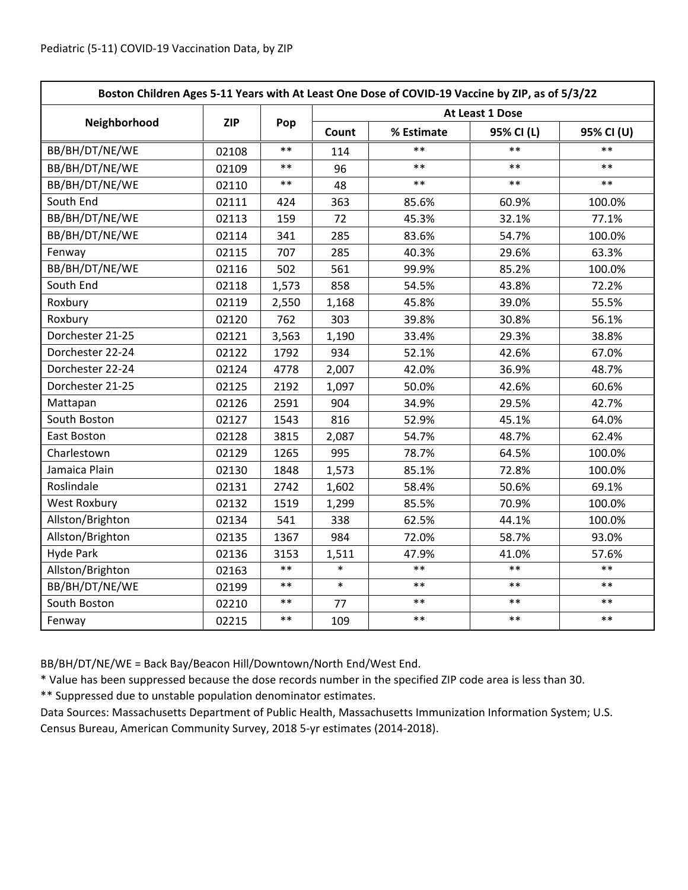Pediatric (5-11) COVID-19 Vaccination Data, by ZIP

| Boston Children Ages 5-11 Years with At Least One Dose of COVID-19 Vaccine by ZIP, as of 5/3/22 | | | | | | |
|---|---|---|---|---|---|---|
| Neighborhood | ZIP | Pop | At Least 1 Dose | | | |
| | | | Count | % Estimate | 95% CI (L) | 95% CI (U) |
| BB/BH/DT/NE/WE | 02108 | ** | 114 | ** | ** | ** |
| BB/BH/DT/NE/WE | 02109 | ** | 96 | ** | ** | ** |
| BB/BH/DT/NE/WE | 02110 | ** | 48 | ** | ** | ** |
| South End | 02111 | 424 | 363 | 85.6% | 60.9% | 100.0% |
| BB/BH/DT/NE/WE | 02113 | 159 | 72 | 45.3% | 32.1% | 77.1% |
| BB/BH/DT/NE/WE | 02114 | 341 | 285 | 83.6% | 54.7% | 100.0% |
| Fenway | 02115 | 707 | 285 | 40.3% | 29.6% | 63.3% |
| BB/BH/DT/NE/WE | 02116 | 502 | 561 | 99.9% | 85.2% | 100.0% |
| South End | 02118 | 1,573 | 858 | 54.5% | 43.8% | 72.2% |
| Roxbury | 02119 | 2,550 | 1,168 | 45.8% | 39.0% | 55.5% |
| Roxbury | 02120 | 762 | 303 | 39.8% | 30.8% | 56.1% |
| Dorchester 21-25 | 02121 | 3,563 | 1,190 | 33.4% | 29.3% | 38.8% |
| Dorchester 22-24 | 02122 | 1792 | 934 | 52.1% | 42.6% | 67.0% |
| Dorchester 22-24 | 02124 | 4778 | 2,007 | 42.0% | 36.9% | 48.7% |
| Dorchester 21-25 | 02125 | 2192 | 1,097 | 50.0% | 42.6% | 60.6% |
| Mattapan | 02126 | 2591 | 904 | 34.9% | 29.5% | 42.7% |
| South Boston | 02127 | 1543 | 816 | 52.9% | 45.1% | 64.0% |
| East Boston | 02128 | 3815 | 2,087 | 54.7% | 48.7% | 62.4% |
| Charlestown | 02129 | 1265 | 995 | 78.7% | 64.5% | 100.0% |
| Jamaica Plain | 02130 | 1848 | 1,573 | 85.1% | 72.8% | 100.0% |
| Roslindale | 02131 | 2742 | 1,602 | 58.4% | 50.6% | 69.1% |
| West Roxbury | 02132 | 1519 | 1,299 | 85.5% | 70.9% | 100.0% |
| Allston/Brighton | 02134 | 541 | 338 | 62.5% | 44.1% | 100.0% |
| Allston/Brighton | 02135 | 1367 | 984 | 72.0% | 58.7% | 93.0% |
| Hyde Park | 02136 | 3153 | 1,511 | 47.9% | 41.0% | 57.6% |
| Allston/Brighton | 02163 | ** | * | ** | ** | ** |
| BB/BH/DT/NE/WE | 02199 | ** | * | ** | ** | ** |
| South Boston | 02210 | ** | 77 | ** | ** | ** |
| Fenway | 02215 | ** | 109 | ** | ** | ** |

BB/BH/DT/NE/WE = Back Bay/Beacon Hill/Downtown/North End/West End.

* Value has been suppressed because the dose records number in the specified ZIP code area is less than 30.

** Suppressed due to unstable population denominator estimates.

Data Sources: Massachusetts Department of Public Health, Massachusetts Immunization Information System; U.S. Census Bureau, American Community Survey, 2018 5-yr estimates (2014-2018).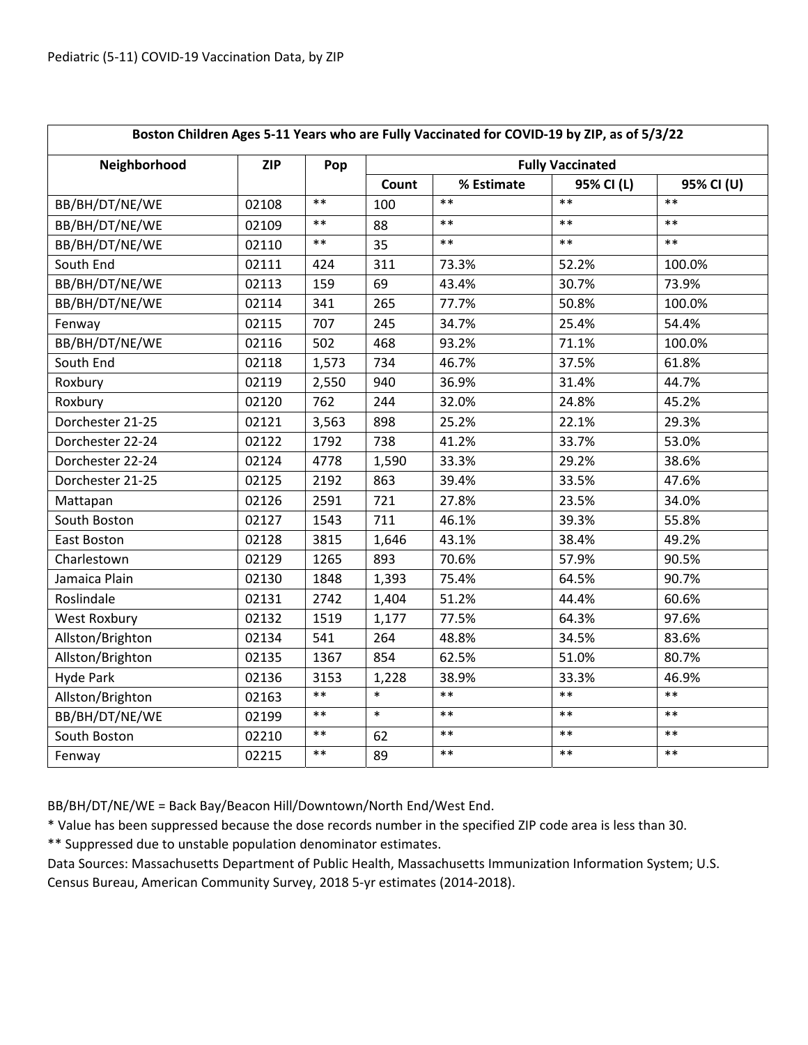Pediatric (5-11) COVID-19 Vaccination Data, by ZIP

| Boston Children Ages 5-11 Years who are Fully Vaccinated for COVID-19 by ZIP, as of 5/3/22 | | | | | | |
|---|---|---|---|---|---|---|
| Neighborhood | ZIP | Pop | Fully Vaccinated | | | |
| | | | Count | % Estimate | 95% CI (L) | 95% CI (U) |
| BB/BH/DT/NE/WE | 02108 | ** | 100 | ** | ** | ** |
| BB/BH/DT/NE/WE | 02109 | ** | 88 | ** | ** | ** |
| BB/BH/DT/NE/WE | 02110 | ** | 35 | ** | ** | ** |
| South End | 02111 | 424 | 311 | 73.3% | 52.2% | 100.0% |
| BB/BH/DT/NE/WE | 02113 | 159 | 69 | 43.4% | 30.7% | 73.9% |
| BB/BH/DT/NE/WE | 02114 | 341 | 265 | 77.7% | 50.8% | 100.0% |
| Fenway | 02115 | 707 | 245 | 34.7% | 25.4% | 54.4% |
| BB/BH/DT/NE/WE | 02116 | 502 | 468 | 93.2% | 71.1% | 100.0% |
| South End | 02118 | 1,573 | 734 | 46.7% | 37.5% | 61.8% |
| Roxbury | 02119 | 2,550 | 940 | 36.9% | 31.4% | 44.7% |
| Roxbury | 02120 | 762 | 244 | 32.0% | 24.8% | 45.2% |
| Dorchester 21-25 | 02121 | 3,563 | 898 | 25.2% | 22.1% | 29.3% |
| Dorchester 22-24 | 02122 | 1792 | 738 | 41.2% | 33.7% | 53.0% |
| Dorchester 22-24 | 02124 | 4778 | 1,590 | 33.3% | 29.2% | 38.6% |
| Dorchester 21-25 | 02125 | 2192 | 863 | 39.4% | 33.5% | 47.6% |
| Mattapan | 02126 | 2591 | 721 | 27.8% | 23.5% | 34.0% |
| South Boston | 02127 | 1543 | 711 | 46.1% | 39.3% | 55.8% |
| East Boston | 02128 | 3815 | 1,646 | 43.1% | 38.4% | 49.2% |
| Charlestown | 02129 | 1265 | 893 | 70.6% | 57.9% | 90.5% |
| Jamaica Plain | 02130 | 1848 | 1,393 | 75.4% | 64.5% | 90.7% |
| Roslindale | 02131 | 2742 | 1,404 | 51.2% | 44.4% | 60.6% |
| West Roxbury | 02132 | 1519 | 1,177 | 77.5% | 64.3% | 97.6% |
| Allston/Brighton | 02134 | 541 | 264 | 48.8% | 34.5% | 83.6% |
| Allston/Brighton | 02135 | 1367 | 854 | 62.5% | 51.0% | 80.7% |
| Hyde Park | 02136 | 3153 | 1,228 | 38.9% | 33.3% | 46.9% |
| Allston/Brighton | 02163 | ** | * | ** | ** | ** |
| BB/BH/DT/NE/WE | 02199 | ** | * | ** | ** | ** |
| South Boston | 02210 | ** | 62 | ** | ** | ** |
| Fenway | 02215 | ** | 89 | ** | ** | ** |

BB/BH/DT/NE/WE = Back Bay/Beacon Hill/Downtown/North End/West End.

* Value has been suppressed because the dose records number in the specified ZIP code area is less than 30.

** Suppressed due to unstable population denominator estimates.

Data Sources: Massachusetts Department of Public Health, Massachusetts Immunization Information System; U.S. Census Bureau, American Community Survey, 2018 5-yr estimates (2014-2018).